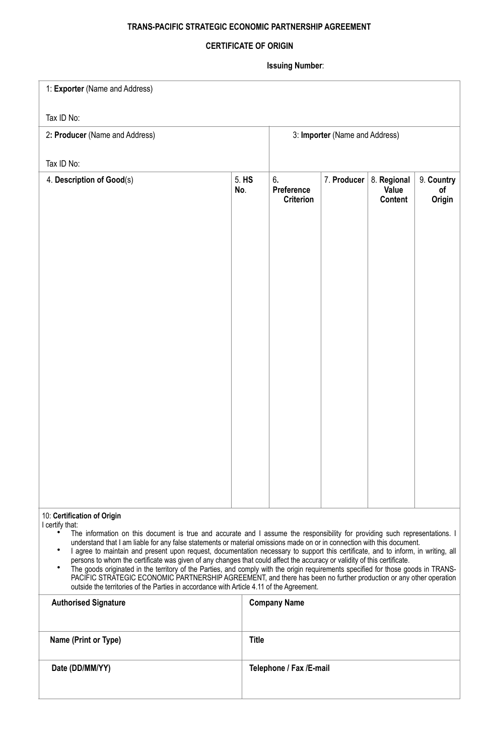# TRANS-PACIFIC STRATEGIC ECONOMIC PARTNERSHIP AGREEMENT

## CERTIFICATE OF ORIGIN

**Issuing Number**:

| 1: **Exporter** (Name and Address)<br><br>Tax ID No: | |
|---|---|
| 2**: Producer** (Name and Address)<br><br>Tax ID No: | 3: **Importer** (Name and Address) |

| 4. **Description of Good**(s) | 5. **HS No**. | 6**. Preference Criterion** | 7. **Producer** | 8. **Regional Value Content** | 9. **Country of Origin** |
|---|---|---|---|---|---|
| | | | | | |

10: **Certification of Origin**

I certify that:

- The information on this document is true and accurate and I assume the responsibility for providing such representations. I understand that I am liable for any false statements or material omissions made on or in connection with this document.
- I agree to maintain and present upon request, documentation necessary to support this certificate, and to inform, in writing, all persons to whom the certificate was given of any changes that could affect the accuracy or validity of this certificate.
- The goods originated in the territory of the Parties, and comply with the origin requirements specified for those goods in TRANS-PACIFIC STRATEGIC ECONOMIC PARTNERSHIP AGREEMENT, and there has been no further production or any other operation outside the territories of the Parties in accordance with Article 4.11 of the Agreement.

| **Authorised Signature** | **Company Name** |
|---|---|
| **Name (Print or Type)** | **Title** |
| **Date (DD/MM/YY)** | **Telephone / Fax /E-mail** |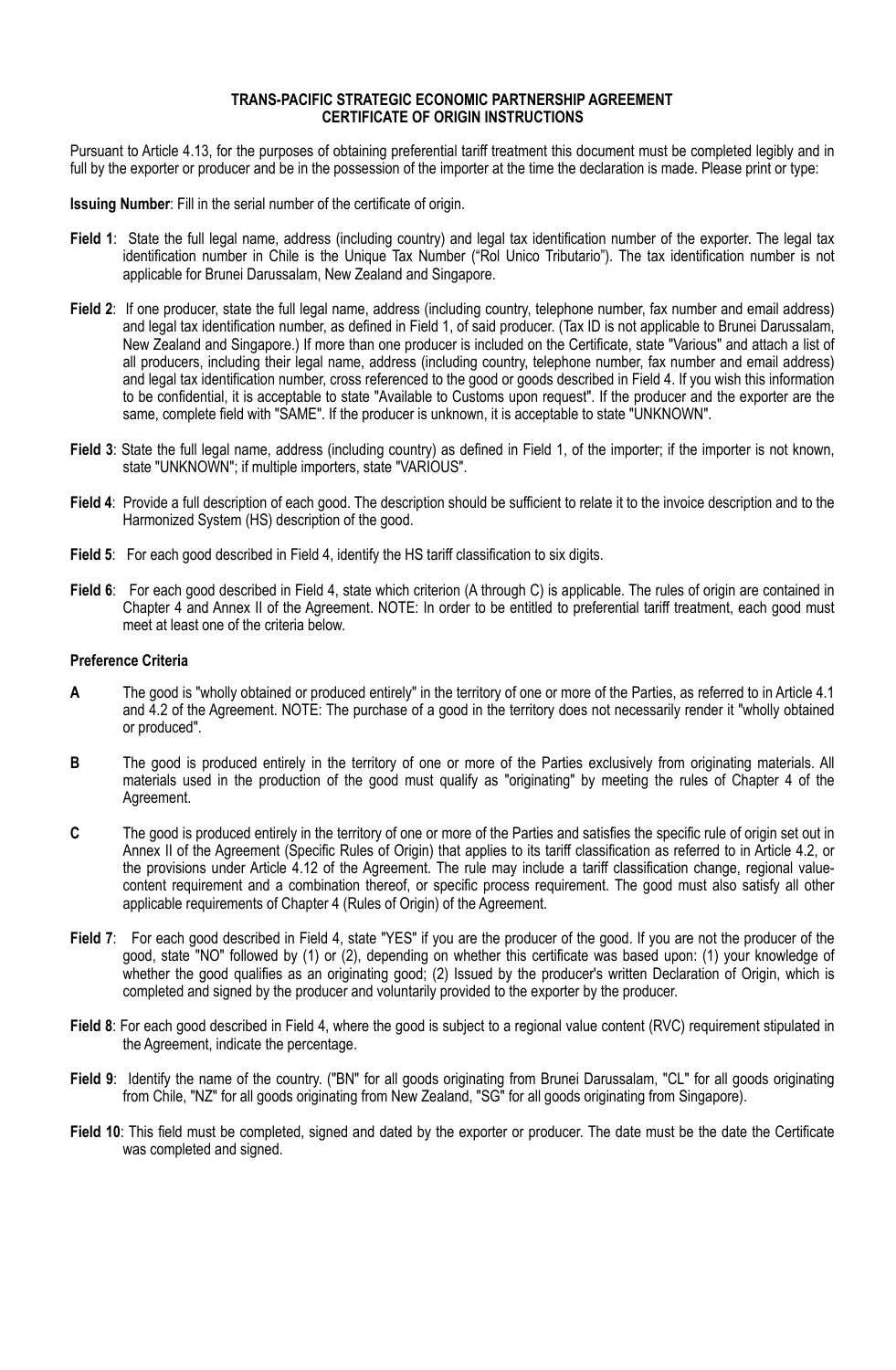# TRANS-PACIFIC STRATEGIC ECONOMIC PARTNERSHIP AGREEMENT
# CERTIFICATE OF ORIGIN INSTRUCTIONS

Pursuant to Article 4.13, for the purposes of obtaining preferential tariff treatment this document must be completed legibly and in full by the exporter or producer and be in the possession of the importer at the time the declaration is made. Please print or type:

**Issuing Number**: Fill in the serial number of the certificate of origin.

**Field 1**: State the full legal name, address (including country) and legal tax identification number of the exporter. The legal tax identification number in Chile is the Unique Tax Number ("Rol Unico Tributario"). The tax identification number is not applicable for Brunei Darussalam, New Zealand and Singapore.

**Field 2**: If one producer, state the full legal name, address (including country, telephone number, fax number and email address) and legal tax identification number, as defined in Field 1, of said producer. (Tax ID is not applicable to Brunei Darussalam, New Zealand and Singapore.) If more than one producer is included on the Certificate, state "Various" and attach a list of all producers, including their legal name, address (including country, telephone number, fax number and email address) and legal tax identification number, cross referenced to the good or goods described in Field 4. If you wish this information to be confidential, it is acceptable to state "Available to Customs upon request". If the producer and the exporter are the same, complete field with "SAME". If the producer is unknown, it is acceptable to state "UNKNOWN".

**Field 3**: State the full legal name, address (including country) as defined in Field 1, of the importer; if the importer is not known, state "UNKNOWN"; if multiple importers, state "VARIOUS".

**Field 4**: Provide a full description of each good. The description should be sufficient to relate it to the invoice description and to the Harmonized System (HS) description of the good.

**Field 5**: For each good described in Field 4, identify the HS tariff classification to six digits.

**Field 6**: For each good described in Field 4, state which criterion (A through C) is applicable. The rules of origin are contained in Chapter 4 and Annex II of the Agreement. NOTE: In order to be entitled to preferential tariff treatment, each good must meet at least one of the criteria below.

**Preference Criteria**

**A** The good is "wholly obtained or produced entirely" in the territory of one or more of the Parties, as referred to in Article 4.1 and 4.2 of the Agreement. NOTE: The purchase of a good in the territory does not necessarily render it "wholly obtained or produced".

**B** The good is produced entirely in the territory of one or more of the Parties exclusively from originating materials. All materials used in the production of the good must qualify as "originating" by meeting the rules of Chapter 4 of the Agreement.

**C** The good is produced entirely in the territory of one or more of the Parties and satisfies the specific rule of origin set out in Annex II of the Agreement (Specific Rules of Origin) that applies to its tariff classification as referred to in Article 4.2, or the provisions under Article 4.12 of the Agreement. The rule may include a tariff classification change, regional value-content requirement and a combination thereof, or specific process requirement. The good must also satisfy all other applicable requirements of Chapter 4 (Rules of Origin) of the Agreement.

**Field 7**: For each good described in Field 4, state "YES" if you are the producer of the good. If you are not the producer of the good, state "NO" followed by (1) or (2), depending on whether this certificate was based upon: (1) your knowledge of whether the good qualifies as an originating good; (2) Issued by the producer's written Declaration of Origin, which is completed and signed by the producer and voluntarily provided to the exporter by the producer.

**Field 8**: For each good described in Field 4, where the good is subject to a regional value content (RVC) requirement stipulated in the Agreement, indicate the percentage.

**Field 9**: Identify the name of the country. ("BN" for all goods originating from Brunei Darussalam, "CL" for all goods originating from Chile, "NZ" for all goods originating from New Zealand, "SG" for all goods originating from Singapore).

**Field 10**: This field must be completed, signed and dated by the exporter or producer. The date must be the date the Certificate was completed and signed.